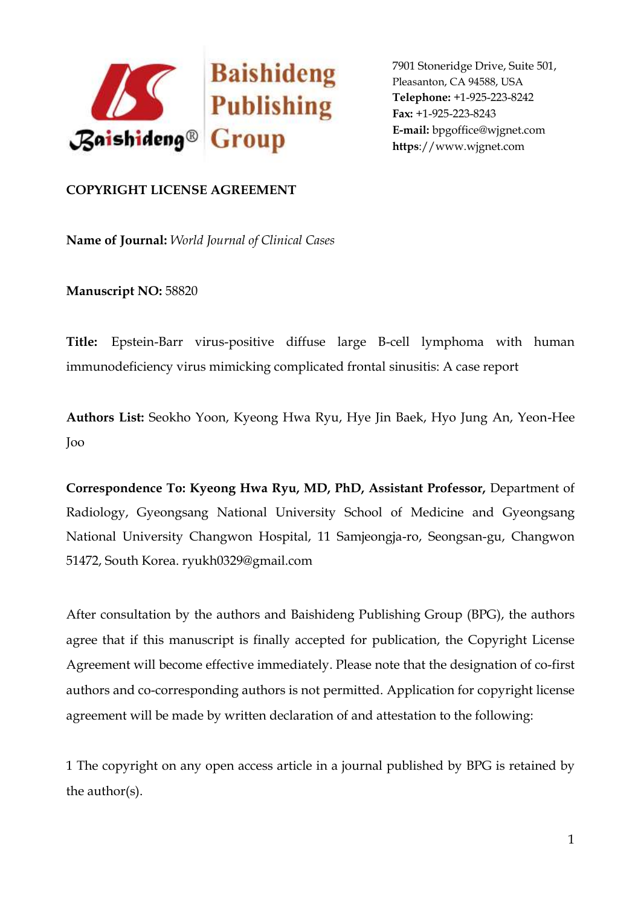Baishideng Publishing Group

7901 Stoneridge Drive, Suite 501,
Pleasanton, CA 94588, USA
**Telephone:** +1-925-223-8242
**Fax:** +1-925-223-8243
**E-mail:** bpgoffice@wjgnet.com
**https**://www.wjgnet.com

**COPYRIGHT LICENSE AGREEMENT**

**Name of Journal:** *World Journal of Clinical Cases*

**Manuscript NO:** 58820

**Title:** Epstein-Barr virus-positive diffuse large B-cell lymphoma with human immunodeficiency virus mimicking complicated frontal sinusitis: A case report

**Authors List:** Seokho Yoon, Kyeong Hwa Ryu, Hye Jin Baek, Hyo Jung An, Yeon-Hee Joo

**Correspondence To: Kyeong Hwa Ryu, MD, PhD, Assistant Professor,** Department of Radiology, Gyeongsang National University School of Medicine and Gyeongsang National University Changwon Hospital, 11 Samjeongja-ro, Seongsan-gu, Changwon 51472, South Korea. ryukh0329@gmail.com

After consultation by the authors and Baishideng Publishing Group (BPG), the authors agree that if this manuscript is finally accepted for publication, the Copyright License Agreement will become effective immediately. Please note that the designation of co-first authors and co-corresponding authors is not permitted. Application for copyright license agreement will be made by written declaration of and attestation to the following:

1 The copyright on any open access article in a journal published by BPG is retained by the author(s).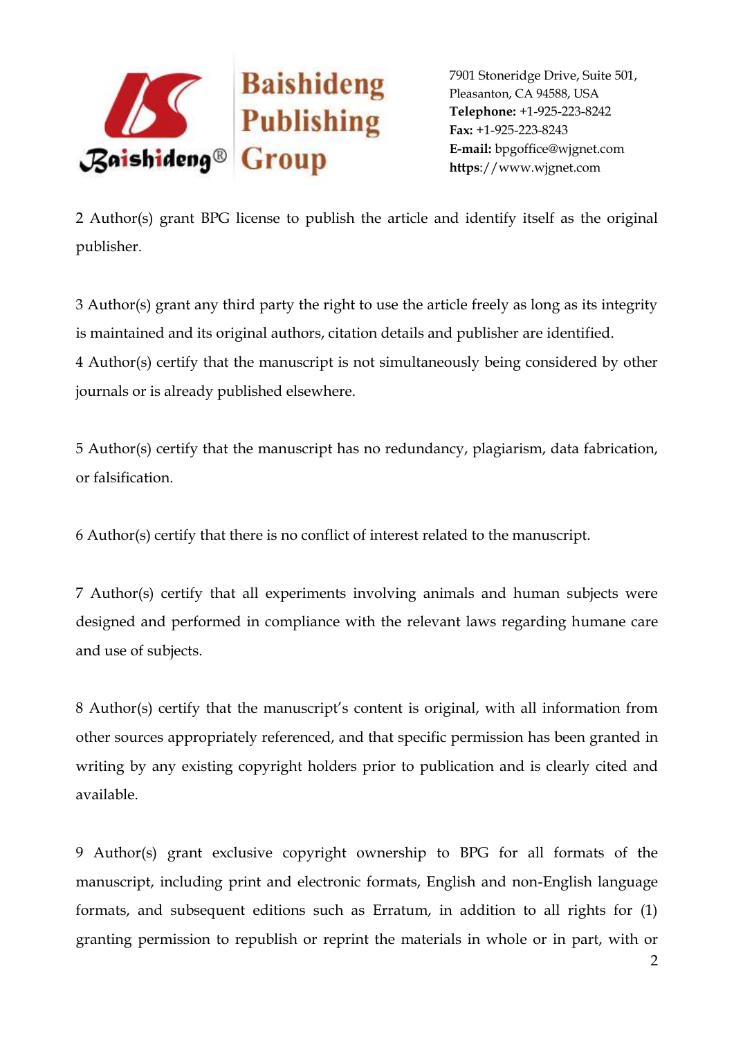2 Author(s) grant BPG license to publish the article and identify itself as the original publisher.

3 Author(s) grant any third party the right to use the article freely as long as its integrity is maintained and its original authors, citation details and publisher are identified.

4 Author(s) certify that the manuscript is not simultaneously being considered by other journals or is already published elsewhere.

5 Author(s) certify that the manuscript has no redundancy, plagiarism, data fabrication, or falsification.

6 Author(s) certify that there is no conflict of interest related to the manuscript.

7 Author(s) certify that all experiments involving animals and human subjects were designed and performed in compliance with the relevant laws regarding humane care and use of subjects.

8 Author(s) certify that the manuscript's content is original, with all information from other sources appropriately referenced, and that specific permission has been granted in writing by any existing copyright holders prior to publication and is clearly cited and available.

9 Author(s) grant exclusive copyright ownership to BPG for all formats of the manuscript, including print and electronic formats, English and non-English language formats, and subsequent editions such as Erratum, in addition to all rights for (1) granting permission to republish or reprint the materials in whole or in part, with or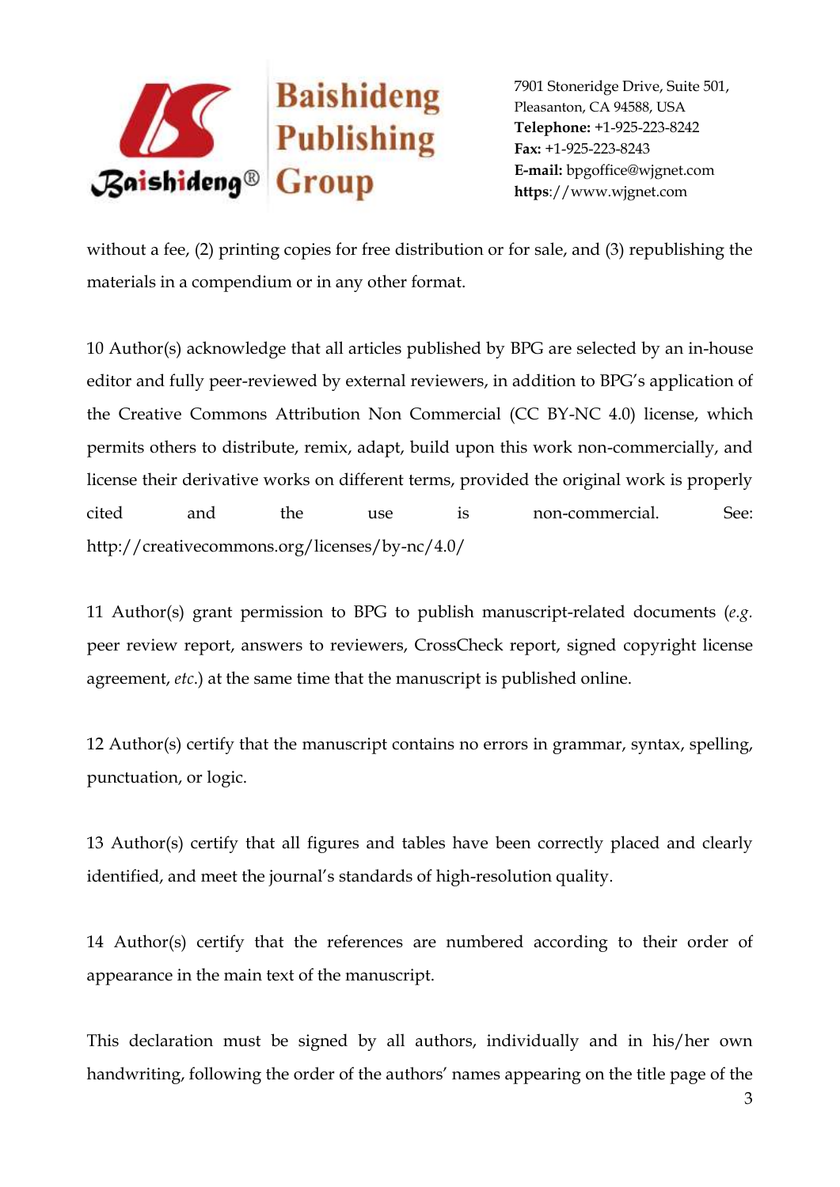without a fee, (2) printing copies for free distribution or for sale, and (3) republishing the materials in a compendium or in any other format.

10 Author(s) acknowledge that all articles published by BPG are selected by an in-house editor and fully peer-reviewed by external reviewers, in addition to BPG's application of the Creative Commons Attribution Non Commercial (CC BY-NC 4.0) license, which permits others to distribute, remix, adapt, build upon this work non-commercially, and license their derivative works on different terms, provided the original work is properly cited and the use is non-commercial. See: http://creativecommons.org/licenses/by-nc/4.0/

11 Author(s) grant permission to BPG to publish manuscript-related documents (*e.g.* peer review report, answers to reviewers, CrossCheck report, signed copyright license agreement, *etc.*) at the same time that the manuscript is published online.

12 Author(s) certify that the manuscript contains no errors in grammar, syntax, spelling, punctuation, or logic.

13 Author(s) certify that all figures and tables have been correctly placed and clearly identified, and meet the journal's standards of high-resolution quality.

14 Author(s) certify that the references are numbered according to their order of appearance in the main text of the manuscript.

This declaration must be signed by all authors, individually and in his/her own handwriting, following the order of the authors' names appearing on the title page of the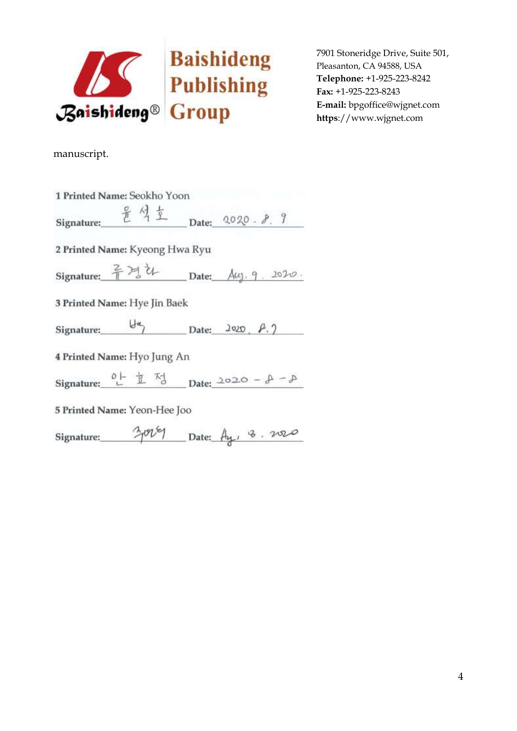manuscript.

**1 Printed Name:** Seokho Yoon

**Signature:** 윤 석 호 **Date:** 2020 . 8. 9

**2 Printed Name:** Kyeong Hwa Ryu

**Signature:** 류 경 화 **Date:** Aug. 9 . 2020.

**3 Printed Name:** Hye Jin Baek

**Signature:** **Date:** 2020 . 8. 7

**4 Printed Name:** Hyo Jung An

**Signature:** 안 효 정 **Date:** 2020 – 8 – 8

**5 Printed Name:** Yeon-Hee Joo

**Signature:** 주연희 **Date:** Aug, 8 . 2020